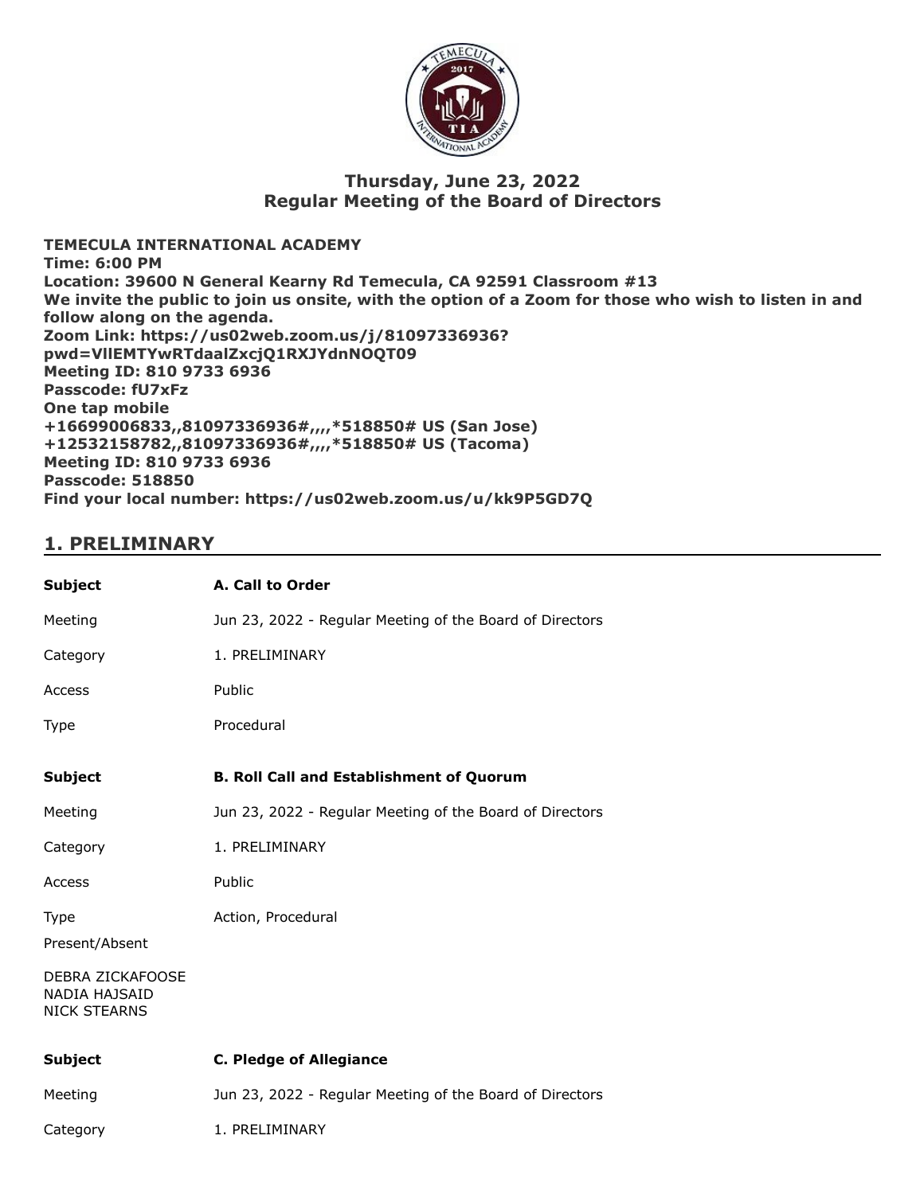# Thursday, June 23, 2022
# Regular Meeting of the Board of Directors

**TEMECULA INTERNATIONAL ACADEMY**
**Time: 6:00 PM**
**Location: 39600 N General Kearny Rd Temecula, CA 92591 Classroom #13**
**We invite the public to join us onsite, with the option of a Zoom for those who wish to listen in and follow along on the agenda.**
**Zoom Link: https://us02web.zoom.us/j/81097336936?pwd=VllEMTYwRTdaalZxcjQ1RXJYdnNOQT09**
**Meeting ID: 810 9733 6936**
**Passcode: fU7xFz**
**One tap mobile**
**+16699006833,,81097336936#,,,,*518850# US (San Jose)**
**+12532158782,,81097336936#,,,,*518850# US (Tacoma)**
**Meeting ID: 810 9733 6936**
**Passcode: 518850**
**Find your local number: https://us02web.zoom.us/u/kk9P5GD7Q**

## 1. PRELIMINARY

| **Subject** | **A. Call to Order** |
|---|---|
| Meeting | Jun 23, 2022 - Regular Meeting of the Board of Directors |
| Category | 1. PRELIMINARY |
| Access | Public |
| Type | Procedural |

| **Subject** | **B. Roll Call and Establishment of Quorum** |
|---|---|
| Meeting | Jun 23, 2022 - Regular Meeting of the Board of Directors |
| Category | 1. PRELIMINARY |
| Access | Public |
| Type | Action, Procedural |

Present/Absent

DEBRA ZICKAFOOSE
NADIA HAJSAID
NICK STEARNS

| **Subject** | **C. Pledge of Allegiance** |
|---|---|
| Meeting | Jun 23, 2022 - Regular Meeting of the Board of Directors |
| Category | 1. PRELIMINARY |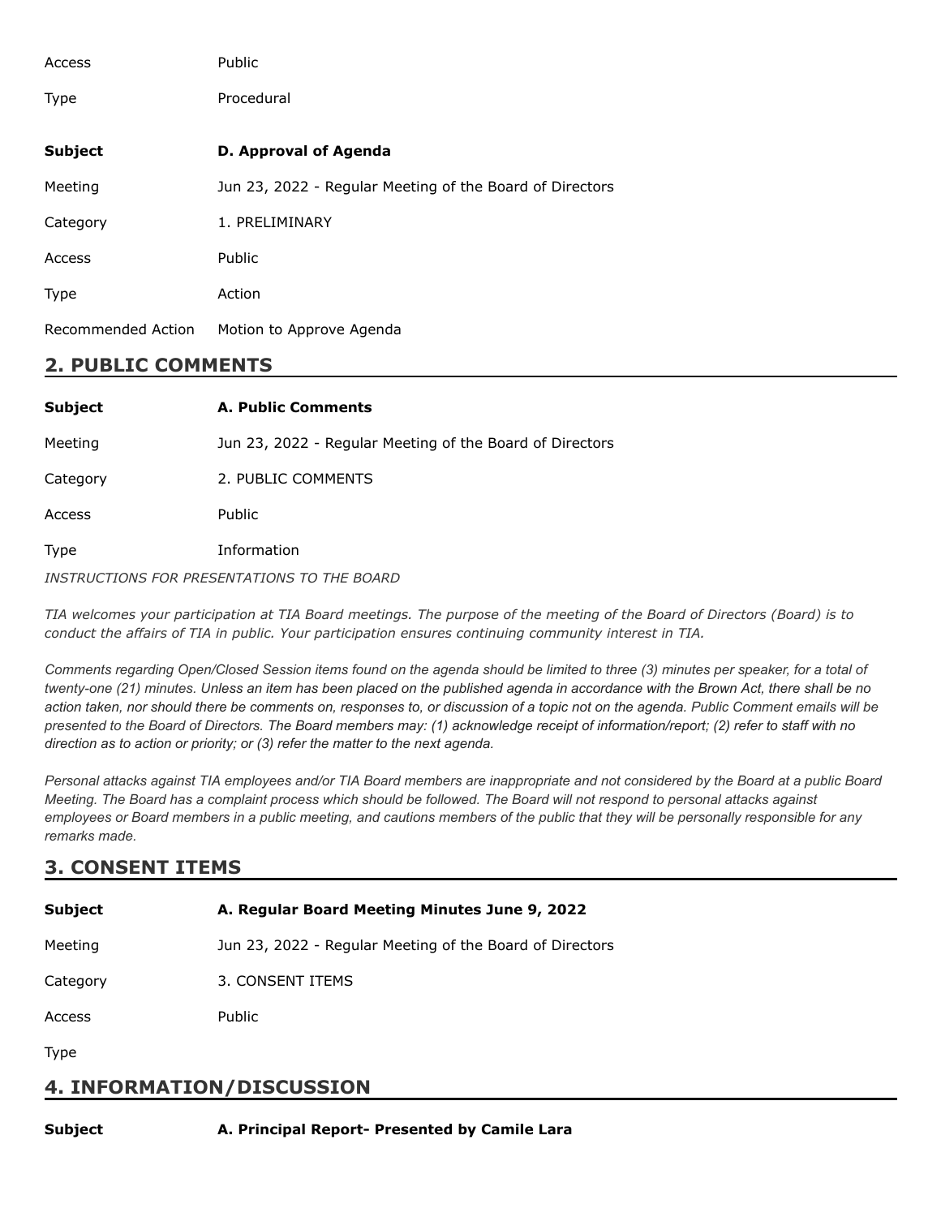Access Public

Type Procedural

| | |
|---|---|
| **Subject** | **D. Approval of Agenda** |
| Meeting | Jun 23, 2022 - Regular Meeting of the Board of Directors |
| Category | 1. PRELIMINARY |
| Access | Public |
| Type | Action |
| Recommended Action | Motion to Approve Agenda |

## 2. PUBLIC COMMENTS

| | |
|---|---|
| **Subject** | **A. Public Comments** |
| Meeting | Jun 23, 2022 - Regular Meeting of the Board of Directors |
| Category | 2. PUBLIC COMMENTS |
| Access | Public |
| Type | Information |

*INSTRUCTIONS FOR PRESENTATIONS TO THE BOARD*

*TIA welcomes your participation at TIA Board meetings. The purpose of the meeting of the Board of Directors (Board) is to conduct the affairs of TIA in public. Your participation ensures continuing community interest in TIA.*

*Comments regarding Open/Closed Session items found on the agenda should be limited to three (3) minutes per speaker, for a total of twenty-one (21) minutes. Unless an item has been placed on the published agenda in accordance with the Brown Act, there shall be no action taken, nor should there be comments on, responses to, or discussion of a topic not on the agenda. Public Comment emails will be presented to the Board of Directors. The Board members may: (1) acknowledge receipt of information/report; (2) refer to staff with no direction as to action or priority; or (3) refer the matter to the next agenda.*

*Personal attacks against TIA employees and/or TIA Board members are inappropriate and not considered by the Board at a public Board Meeting. The Board has a complaint process which should be followed. The Board will not respond to personal attacks against employees or Board members in a public meeting, and cautions members of the public that they will be personally responsible for any remarks made.*

## 3. CONSENT ITEMS

| | |
|---|---|
| **Subject** | **A. Regular Board Meeting Minutes June 9, 2022** |
| Meeting | Jun 23, 2022 - Regular Meeting of the Board of Directors |
| Category | 3. CONSENT ITEMS |
| Access | Public |
| Type | |

## 4. INFORMATION/DISCUSSION

| | |
|---|---|
| **Subject** | **A. Principal Report- Presented by Camile Lara** |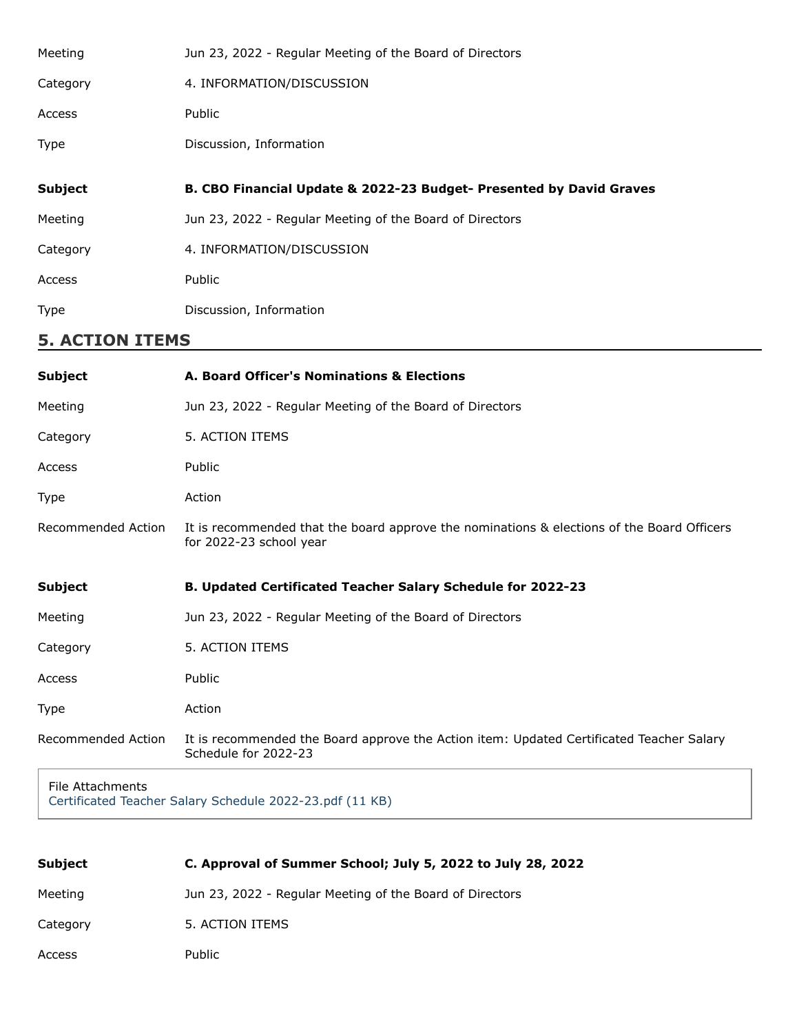Meeting Jun 23, 2022 - Regular Meeting of the Board of Directors

Category 4. INFORMATION/DISCUSSION

Access Public

Type Discussion, Information

**Subject** **B. CBO Financial Update & 2022-23 Budget- Presented by David Graves**

Meeting Jun 23, 2022 - Regular Meeting of the Board of Directors

Category 4. INFORMATION/DISCUSSION

Access Public

Type Discussion, Information

## 5. ACTION ITEMS

**Subject** **A. Board Officer's Nominations & Elections**

Meeting Jun 23, 2022 - Regular Meeting of the Board of Directors

Category 5. ACTION ITEMS

Access Public

Type Action

Recommended Action It is recommended that the board approve the nominations & elections of the Board Officers for 2022-23 school year

**Subject** **B. Updated Certificated Teacher Salary Schedule for 2022-23**

Meeting Jun 23, 2022 - Regular Meeting of the Board of Directors

Category 5. ACTION ITEMS

Access Public

Type Action

Recommended Action It is recommended the Board approve the Action item: Updated Certificated Teacher Salary Schedule for 2022-23

File Attachments
Certificated Teacher Salary Schedule 2022-23.pdf (11 KB)

**Subject** **C. Approval of Summer School; July 5, 2022 to July 28, 2022**

Meeting Jun 23, 2022 - Regular Meeting of the Board of Directors

Category 5. ACTION ITEMS

Access Public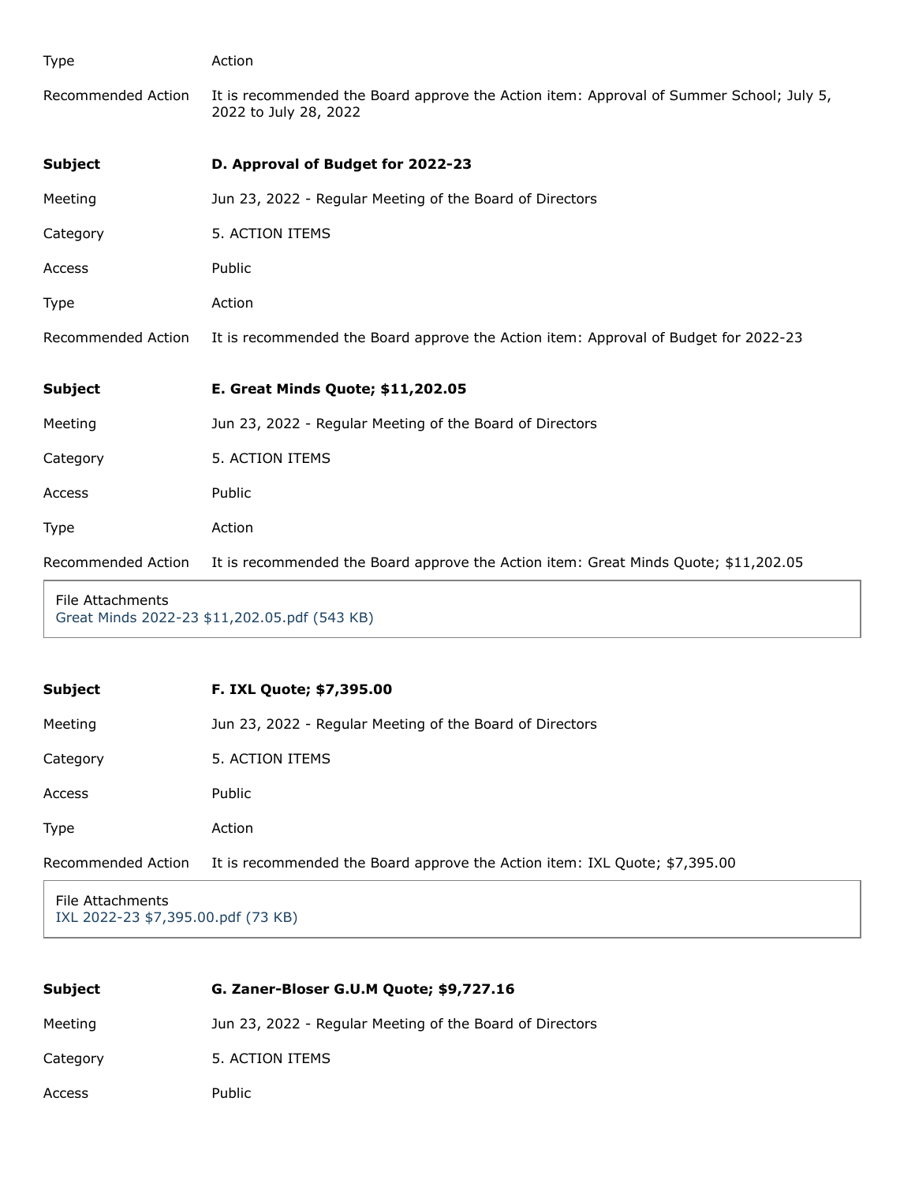| | |
|---|---|
| Type | Action |
| Recommended Action | It is recommended the Board approve the Action item: Approval of Summer School; July 5, 2022 to July 28, 2022 |

| | |
|---|---|
| **Subject** | **D. Approval of Budget for 2022-23** |
| Meeting | Jun 23, 2022 - Regular Meeting of the Board of Directors |
| Category | 5. ACTION ITEMS |
| Access | Public |
| Type | Action |
| Recommended Action | It is recommended the Board approve the Action item: Approval of Budget for 2022-23 |

| | |
|---|---|
| **Subject** | **E. Great Minds Quote; $11,202.05** |
| Meeting | Jun 23, 2022 - Regular Meeting of the Board of Directors |
| Category | 5. ACTION ITEMS |
| Access | Public |
| Type | Action |
| Recommended Action | It is recommended the Board approve the Action item: Great Minds Quote; $11,202.05 |

File Attachments
Great Minds 2022-23 $11,202.05.pdf (543 KB)

| | |
|---|---|
| **Subject** | **F. IXL Quote; $7,395.00** |
| Meeting | Jun 23, 2022 - Regular Meeting of the Board of Directors |
| Category | 5. ACTION ITEMS |
| Access | Public |
| Type | Action |
| Recommended Action | It is recommended the Board approve the Action item: IXL Quote; $7,395.00 |

File Attachments
IXL 2022-23 $7,395.00.pdf (73 KB)

| | |
|---|---|
| **Subject** | **G. Zaner-Bloser G.U.M Quote; $9,727.16** |
| Meeting | Jun 23, 2022 - Regular Meeting of the Board of Directors |
| Category | 5. ACTION ITEMS |
| Access | Public |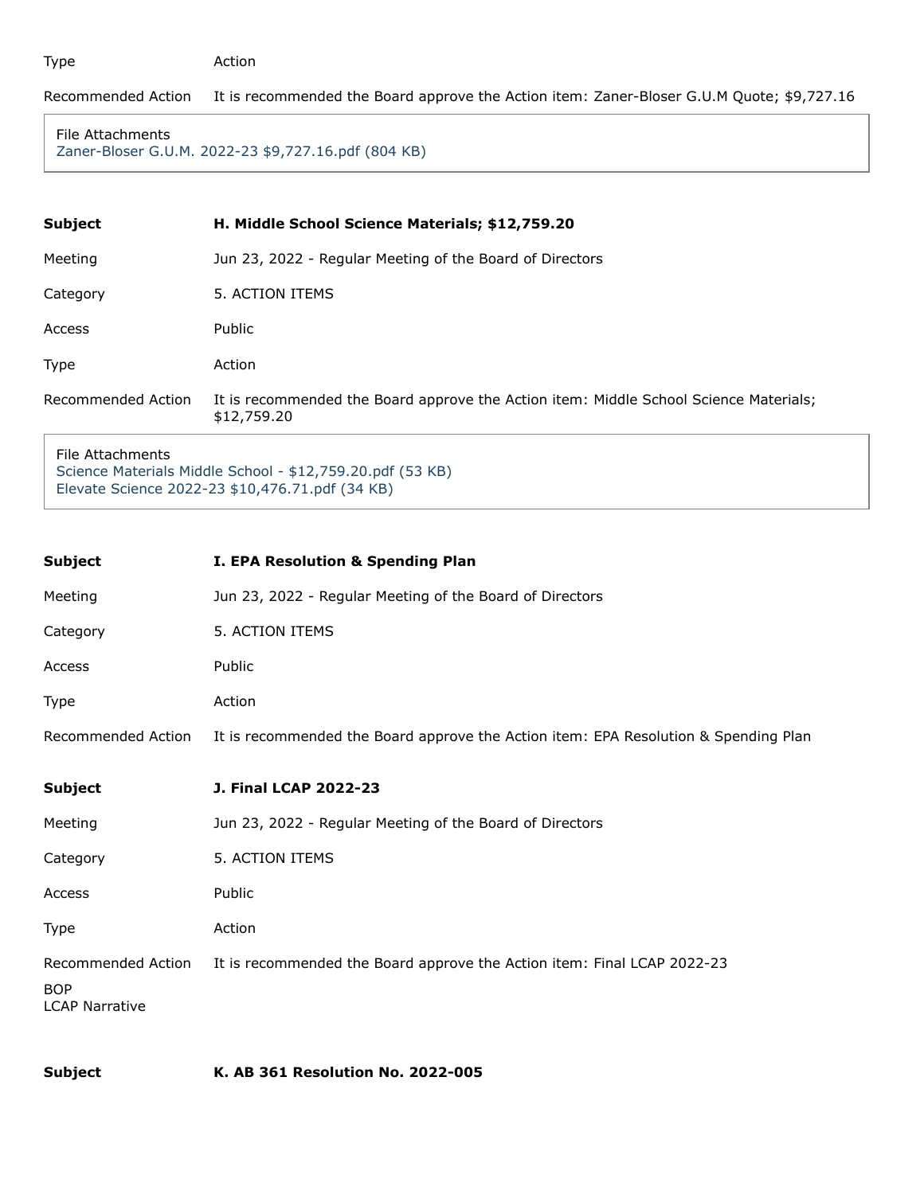Type Action

Recommended Action It is recommended the Board approve the Action item: Zaner-Bloser G.U.M Quote; $9,727.16

File Attachments
Zaner-Bloser G.U.M. 2022-23 $9,727.16.pdf (804 KB)

| | |
|---|---|
| **Subject** | **H. Middle School Science Materials; $12,759.20** |
| Meeting | Jun 23, 2022 - Regular Meeting of the Board of Directors |
| Category | 5. ACTION ITEMS |
| Access | Public |
| Type | Action |
| Recommended Action | It is recommended the Board approve the Action item: Middle School Science Materials; $12,759.20 |

File Attachments
Science Materials Middle School - $12,759.20.pdf (53 KB)
Elevate Science 2022-23 $10,476.71.pdf (34 KB)

| | |
|---|---|
| **Subject** | **I. EPA Resolution & Spending Plan** |
| Meeting | Jun 23, 2022 - Regular Meeting of the Board of Directors |
| Category | 5. ACTION ITEMS |
| Access | Public |
| Type | Action |
| Recommended Action | It is recommended the Board approve the Action item: EPA Resolution & Spending Plan |

| | |
|---|---|
| **Subject** | **J. Final LCAP 2022-23** |
| Meeting | Jun 23, 2022 - Regular Meeting of the Board of Directors |
| Category | 5. ACTION ITEMS |
| Access | Public |
| Type | Action |
| Recommended Action | It is recommended the Board approve the Action item: Final LCAP 2022-23 |

BOP
LCAP Narrative

| | |
|---|---|
| **Subject** | **K. AB 361 Resolution No. 2022-005** |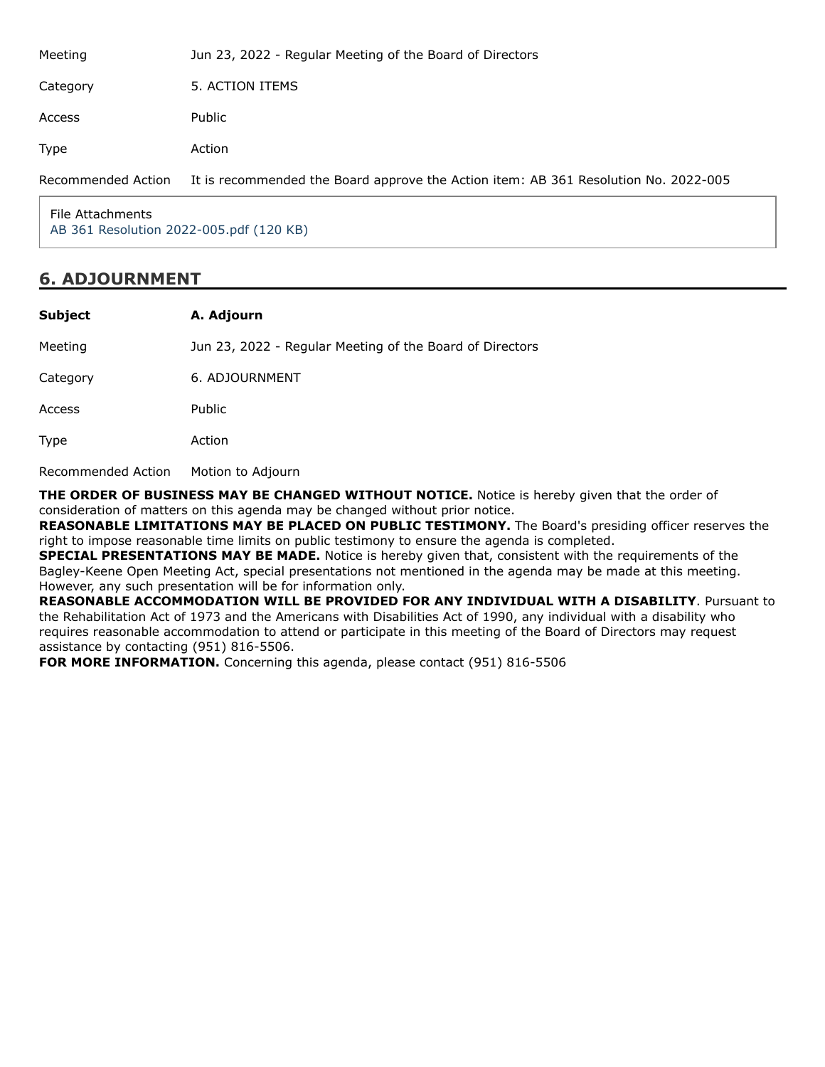| | |
|---|---|
| Meeting | Jun 23, 2022 - Regular Meeting of the Board of Directors |
| Category | 5. ACTION ITEMS |
| Access | Public |
| Type | Action |
| Recommended Action | It is recommended the Board approve the Action item: AB 361 Resolution No. 2022-005 |

File Attachments
AB 361 Resolution 2022-005.pdf (120 KB)

## 6. ADJOURNMENT

| | |
|---|---|
| **Subject** | **A. Adjourn** |
| Meeting | Jun 23, 2022 - Regular Meeting of the Board of Directors |
| Category | 6. ADJOURNMENT |
| Access | Public |
| Type | Action |
| Recommended Action | Motion to Adjourn |

**THE ORDER OF BUSINESS MAY BE CHANGED WITHOUT NOTICE.** Notice is hereby given that the order of consideration of matters on this agenda may be changed without prior notice.
**REASONABLE LIMITATIONS MAY BE PLACED ON PUBLIC TESTIMONY.** The Board's presiding officer reserves the right to impose reasonable time limits on public testimony to ensure the agenda is completed.
**SPECIAL PRESENTATIONS MAY BE MADE.** Notice is hereby given that, consistent with the requirements of the Bagley-Keene Open Meeting Act, special presentations not mentioned in the agenda may be made at this meeting. However, any such presentation will be for information only.
**REASONABLE ACCOMMODATION WILL BE PROVIDED FOR ANY INDIVIDUAL WITH A DISABILITY**. Pursuant to the Rehabilitation Act of 1973 and the Americans with Disabilities Act of 1990, any individual with a disability who requires reasonable accommodation to attend or participate in this meeting of the Board of Directors may request assistance by contacting (951) 816-5506.
**FOR MORE INFORMATION.** Concerning this agenda, please contact (951) 816-5506